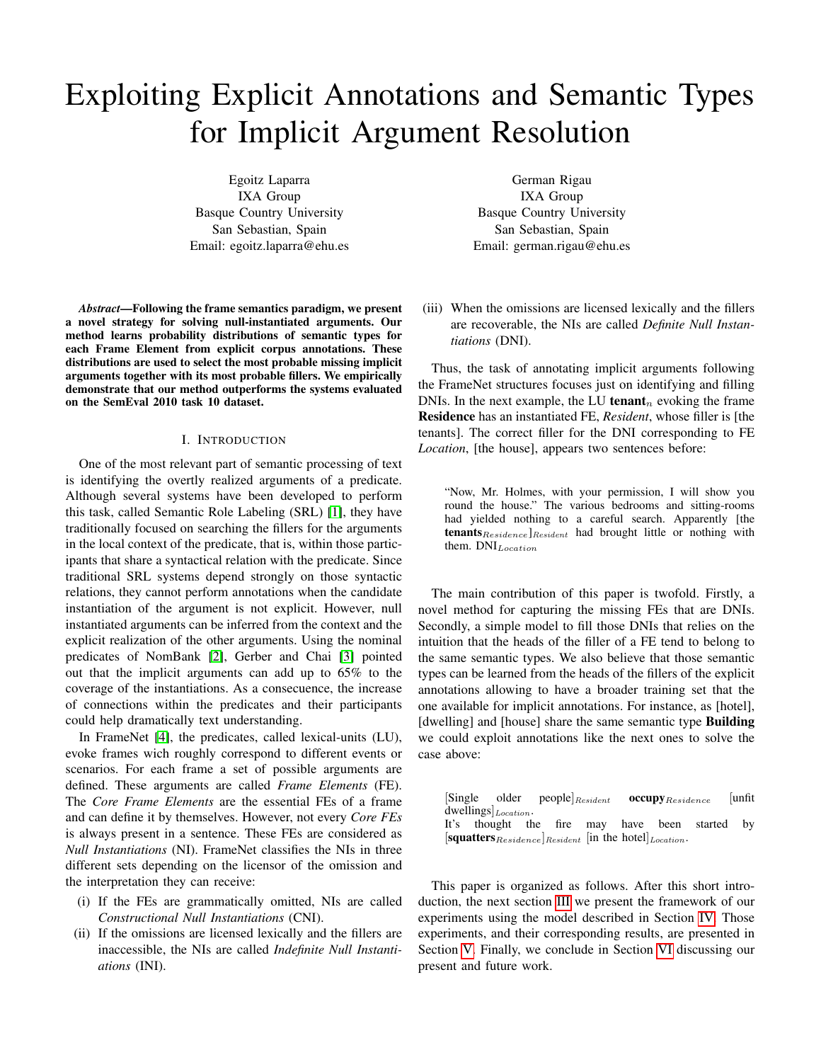# Exploiting Explicit Annotations and Semantic Types for Implicit Argument Resolution

Egoitz Laparra
IXA Group
Basque Country University
San Sebastian, Spain
Email: egoitz.laparra@ehu.es

German Rigau
IXA Group
Basque Country University
San Sebastian, Spain
Email: german.rigau@ehu.es

***Abstract*—Following the frame semantics paradigm, we present a novel strategy for solving null-instantiated arguments. Our method learns probability distributions of semantic types for each Frame Element from explicit corpus annotations. These distributions are used to select the most probable missing implicit arguments together with its most probable fillers. We empirically demonstrate that our method outperforms the systems evaluated on the SemEval 2010 task 10 dataset.**

## I. Introduction

One of the most relevant part of semantic processing of text is identifying the overtly realized arguments of a predicate. Although several systems have been developed to perform this task, called Semantic Role Labeling (SRL) [1], they have traditionally focused on searching the fillers for the arguments in the local context of the predicate, that is, within those participants that share a syntactical relation with the predicate. Since traditional SRL systems depend strongly on those syntactic relations, they cannot perform annotations when the candidate instantiation of the argument is not explicit. However, null instantiated arguments can be inferred from the context and the explicit realization of the other arguments. Using the nominal predicates of NomBank [2], Gerber and Chai [3] pointed out that the implicit arguments can add up to 65% to the coverage of the instantiations. As a consecuence, the increase of connections within the predicates and their participants could help dramatically text understanding.

In FrameNet [4], the predicates, called lexical-units (LU), evoke frames wich roughly correspond to different events or scenarios. For each frame a set of possible arguments are defined. These arguments are called *Frame Elements* (FE). The *Core Frame Elements* are the essential FEs of a frame and can define it by themselves. However, not every *Core FEs* is always present in a sentence. These FEs are considered as *Null Instantiations* (NI). FrameNet classifies the NIs in three different sets depending on the licensor of the omission and the interpretation they can receive:

(i) If the FEs are grammatically omitted, NIs are called *Constructional Null Instantiations* (CNI).
(ii) If the omissions are licensed lexically and the fillers are inaccessible, the NIs are called *Indefinite Null Instantiations* (INI).
(iii) When the omissions are licensed lexically and the fillers are recoverable, the NIs are called *Definite Null Instantiations* (DNI).

Thus, the task of annotating implicit arguments following the FrameNet structures focuses just on identifying and filling DNIs. In the next example, the LU **tenant**$_n$ evoking the frame **Residence** has an instantiated FE, *Resident*, whose filler is [the tenants]. The correct filler for the DNI corresponding to FE *Location*, [the house], appears two sentences before:

> "Now, Mr. Holmes, with your permission, I will show you round the house." The various bedrooms and sitting-rooms had yielded nothing to a careful search. Apparently [the **tenants**$_{Residence}$]$_{Resident}$ had brought little or nothing with them. DNI$_{Location}$

The main contribution of this paper is twofold. Firstly, a novel method for capturing the missing FEs that are DNIs. Secondly, a simple model to fill those DNIs that relies on the intuition that the heads of the filler of a FE tend to belong to the same semantic types. We also believe that those semantic types can be learned from the heads of the fillers of the explicit annotations allowing to have a broader training set that the one available for implicit annotations. For instance, as [hotel], [dwelling] and [house] share the same semantic type **Building** we could exploit annotations like the next ones to solve the case above:

> [Single older people]$_{Resident}$ **occupy**$_{Residence}$ [unfit dwellings]$_{Location}$.
> It's thought the fire may have been started by [**squatters**$_{Residence}$]$_{Resident}$ [in the hotel]$_{Location}$.

This paper is organized as follows. After this short introduction, the next section III we present the framework of our experiments using the model described in Section IV. Those experiments, and their corresponding results, are presented in Section V. Finally, we conclude in Section VI discussing our present and future work.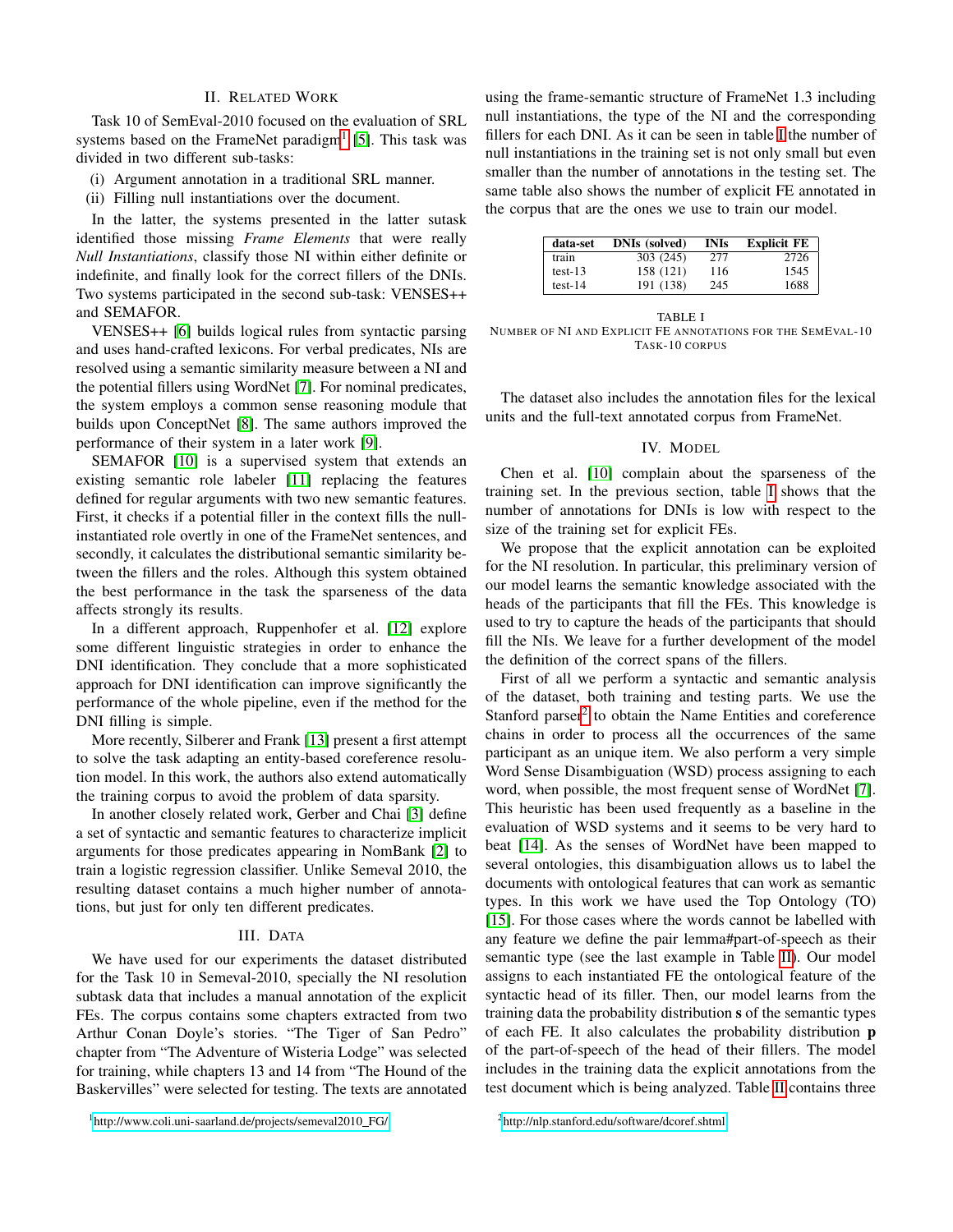## II. Related Work

Task 10 of SemEval-2010 focused on the evaluation of SRL systems based on the FrameNet paradigm[1] [5]. This task was divided in two different sub-tasks:

(i) Argument annotation in a traditional SRL manner.
(ii) Filling null instantiations over the document.

In the latter, the systems presented in the latter sutask identified those missing *Frame Elements* that were really *Null Instantiations*, classify those NI within either definite or indefinite, and finally look for the correct fillers of the DNIs. Two systems participated in the second sub-task: VENSES++ and SEMAFOR.

VENSES++ [6] builds logical rules from syntactic parsing and uses hand-crafted lexicons. For verbal predicates, NIs are resolved using a semantic similarity measure between a NI and the potential fillers using WordNet [7]. For nominal predicates, the system employs a common sense reasoning module that builds upon ConceptNet [8]. The same authors improved the performance of their system in a later work [9].

SEMAFOR [10] is a supervised system that extends an existing semantic role labeler [11] replacing the features defined for regular arguments with two new semantic features. First, it checks if a potential filler in the context fills the null-instantiated role overtly in one of the FrameNet sentences, and secondly, it calculates the distributional semantic similarity between the fillers and the roles. Although this system obtained the best performance in the task the sparseness of the data affects strongly its results.

In a different approach, Ruppenhofer et al. [12] explore some different linguistic strategies in order to enhance the DNI identification. They conclude that a more sophisticated approach for DNI identification can improve significantly the performance of the whole pipeline, even if the method for the DNI filling is simple.

More recently, Silberer and Frank [13] present a first attempt to solve the task adapting an entity-based coreference resolution model. In this work, the authors also extend automatically the training corpus to avoid the problem of data sparsity.

In another closely related work, Gerber and Chai [3] define a set of syntactic and semantic features to characterize implicit arguments for those predicates appearing in NomBank [2] to train a logistic regression classifier. Unlike Semeval 2010, the resulting dataset contains a much higher number of annotations, but just for only ten different predicates.

## III. Data

We have used for our experiments the dataset distributed for the Task 10 in Semeval-2010, specially the NI resolution subtask data that includes a manual annotation of the explicit FEs. The corpus contains some chapters extracted from two Arthur Conan Doyle's stories. "The Tiger of San Pedro" chapter from "The Adventure of Wisteria Lodge" was selected for training, while chapters 13 and 14 from "The Hound of the Baskervilles" were selected for testing. The texts are annotated using the frame-semantic structure of FrameNet 1.3 including null instantiations, the type of the NI and the corresponding fillers for each DNI. As it can be seen in table I the number of null instantiations in the training set is not only small but even smaller than the number of annotations in the testing set. The same table also shows the number of explicit FE annotated in the corpus that are the ones we use to train our model.

| data-set | DNIs (solved) | INIs | Explicit FE |
|---|---|---|---|
| train | 303 (245) | 277 | 2726 |
| test-13 | 158 (121) | 116 | 1545 |
| test-14 | 191 (138) | 245 | 1688 |

TABLE I
Number of NI and Explicit FE annotations for the SemEval-10 Task-10 corpus

The dataset also includes the annotation files for the lexical units and the full-text annotated corpus from FrameNet.

## IV. Model

Chen et al. [10] complain about the sparseness of the training set. In the previous section, table I shows that the number of annotations for DNIs is low with respect to the size of the training set for explicit FEs.

We propose that the explicit annotation can be exploited for the NI resolution. In particular, this preliminary version of our model learns the semantic knowledge associated with the heads of the participants that fill the FEs. This knowledge is used to try to capture the heads of the participants that should fill the NIs. We leave for a further development of the model the definition of the correct spans of the fillers.

First of all we perform a syntactic and semantic analysis of the dataset, both training and testing parts. We use the Stanford parser[2] to obtain the Name Entities and coreference chains in order to process all the occurrences of the same participant as an unique item. We also perform a very simple Word Sense Disambiguation (WSD) process assigning to each word, when possible, the most frequent sense of WordNet [7]. This heuristic has been used frequently as a baseline in the evaluation of WSD systems and it seems to be very hard to beat [14]. As the senses of WordNet have been mapped to several ontologies, this disambiguation allows us to label the documents with ontological features that can work as semantic types. In this work we have used the Top Ontology (TO) [15]. For those cases where the words cannot be labelled with any feature we define the pair lemma#part-of-speech as their semantic type (see the last example in Table II). Our model assigns to each instantiated FE the ontological feature of the syntactic head of its filler. Then, our model learns from the training data the probability distribution **s** of the semantic types of each FE. It also calculates the probability distribution **p** of the part-of-speech of the head of their fillers. The model includes in the training data the explicit annotations from the test document which is being analyzed. Table II contains three

[1] http://www.coli.uni-saarland.de/projects/semeval2010_FG/

[2] http://nlp.stanford.edu/software/dcoref.shtml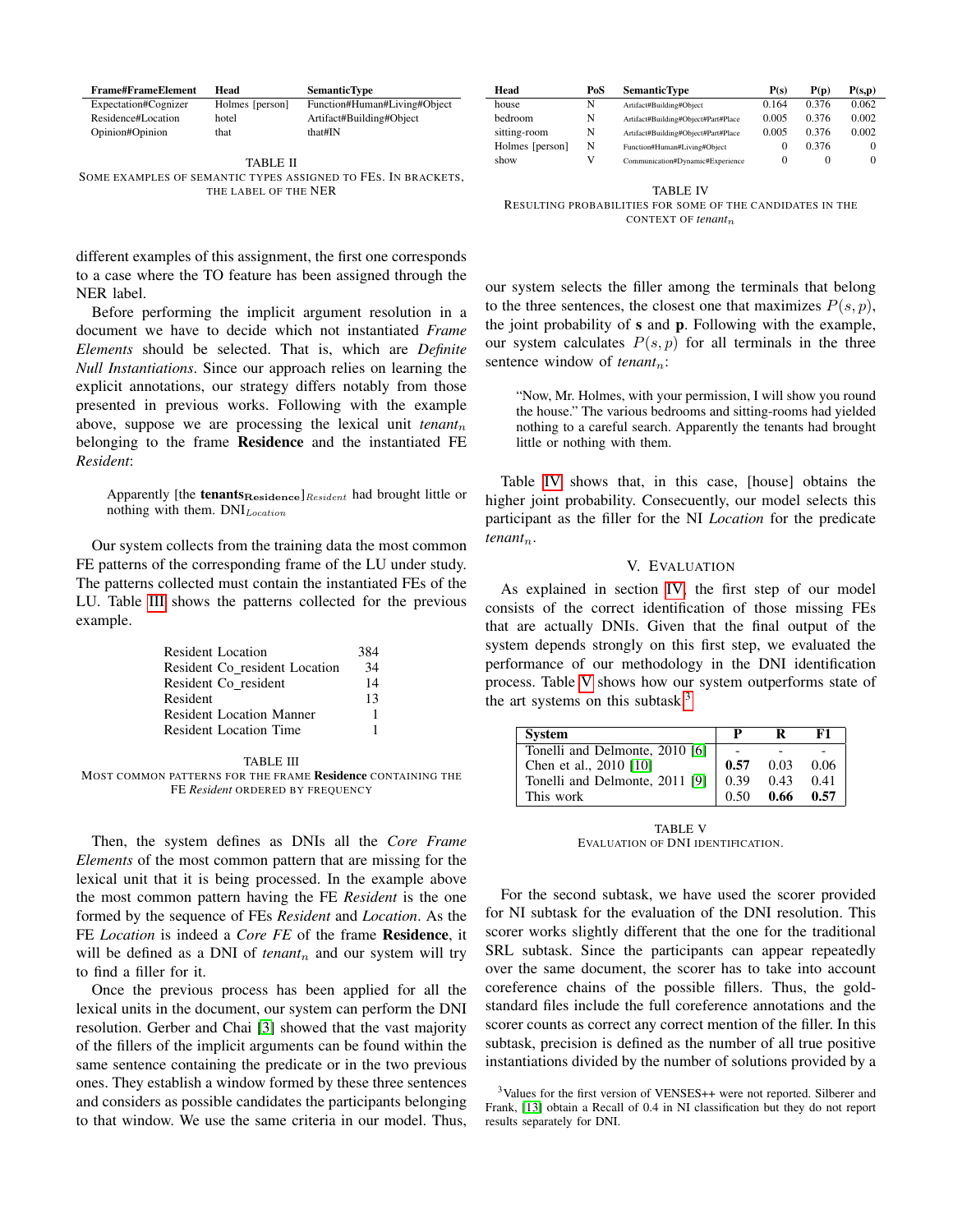| Frame#FrameElement | Head | SemanticType |
|---|---|---|
| Expectation#Cognizer | Holmes [person] | Function#Human#Living#Object |
| Residence#Location | hotel | Artifact#Building#Object |
| Opinion#Opinion | that | that#IN |

TABLE II
SOME EXAMPLES OF SEMANTIC TYPES ASSIGNED TO FES. IN BRACKETS, THE LABEL OF THE NER

different examples of this assignment, the first one corresponds to a case where the TO feature has been assigned through the NER label.

Before performing the implicit argument resolution in a document we have to decide which not instantiated *Frame Elements* should be selected. That is, which are *Definite Null Instantiations*. Since our approach relies on learning the explicit annotations, our strategy differs notably from those presented in previous works. Following with the example above, suppose we are processing the lexical unit $tenant_n$ belonging to the frame **Residence** and the instantiated FE *Resident*:

> Apparently [the $\textbf{tenants}_{\textbf{Residence}}$]$_{Resident}$ had brought little or nothing with them. $\text{DNI}_{Location}$

Our system collects from the training data the most common FE patterns of the corresponding frame of the LU under study. The patterns collected must contain the instantiated FEs of the LU. Table III shows the patterns collected for the previous example.

| Pattern | Frequency |
|---|---|
| Resident Location | 384 |
| Resident Co_resident Location | 34 |
| Resident Co_resident | 14 |
| Resident | 13 |
| Resident Location Manner | 1 |
| Resident Location Time | 1 |

TABLE III
MOST COMMON PATTERNS FOR THE FRAME **Residence** CONTAINING THE FE *Resident* ORDERED BY FREQUENCY

Then, the system defines as DNIs all the *Core Frame Elements* of the most common pattern that are missing for the lexical unit that it is being processed. In the example above the most common pattern having the FE *Resident* is the one formed by the sequence of FEs *Resident* and *Location*. As the FE *Location* is indeed a *Core FE* of the frame **Residence**, it will be defined as a DNI of $tenant_n$ and our system will try to find a filler for it.

Once the previous process has been applied for all the lexical units in the document, our system can perform the DNI resolution. Gerber and Chai [3] showed that the vast majority of the fillers of the implicit arguments can be found within the same sentence containing the predicate or in the two previous ones. They establish a window formed by these three sentences and considers as possible candidates the participants belonging to that window. We use the same criteria in our model. Thus, our system selects the filler among the terminals that belong to the three sentences, the closest one that maximizes $P(s, p)$, the joint probability of **s** and **p**. Following with the example, our system calculates $P(s, p)$ for all terminals in the three sentence window of $tenant_n$:

> "Now, Mr. Holmes, with your permission, I will show you round the house." The various bedrooms and sitting-rooms had yielded nothing to a careful search. Apparently the tenants had brought little or nothing with them.

| Head | PoS | SemanticType | P(s) | P(p) | P(s,p) |
|---|---|---|---|---|---|
| house | N | Artifact#Building#Object | 0.164 | 0.376 | 0.062 |
| bedroom | N | Artifact#Building#Object#Part#Place | 0.005 | 0.376 | 0.002 |
| sitting-room | N | Artifact#Building#Object#Part#Place | 0.005 | 0.376 | 0.002 |
| Holmes [person] | N | Function#Human#Living#Object | 0 | 0.376 | 0 |
| show | V | Communication#Dynamic#Experience | 0 | 0 | 0 |

TABLE IV
RESULTING PROBABILITIES FOR SOME OF THE CANDIDATES IN THE CONTEXT OF $tenant_n$

Table IV shows that, in this case, [house] obtains the higher joint probability. Consecuently, our model selects this participant as the filler for the NI *Location* for the predicate $tenant_n$.

## V. EVALUATION

As explained in section IV, the first step of our model consists of the correct identification of those missing FEs that are actually DNIs. Given that the final output of the system depends strongly on this first step, we evaluated the performance of our methodology in the DNI identification process. Table V shows how our system outperforms state of the art systems on this subtask.[3]

| System | P | R | F1 |
|---|---|---|---|
| Tonelli and Delmonte, 2010 [6] | - | - | - |
| Chen et al., 2010 [10] | **0.57** | 0.03 | 0.06 |
| Tonelli and Delmonte, 2011 [9] | 0.39 | 0.43 | 0.41 |
| This work | 0.50 | **0.66** | **0.57** |

TABLE V
EVALUATION OF DNI IDENTIFICATION.

For the second subtask, we have used the scorer provided for NI subtask for the evaluation of the DNI resolution. This scorer works slightly different that the one for the traditional SRL subtask. Since the participants can appear repeatedly over the same document, the scorer has to take into account coreference chains of the possible fillers. Thus, the gold-standard files include the full coreference annotations and the scorer counts as correct any correct mention of the filler. In this subtask, precision is defined as the number of all true positive instantiations divided by the number of solutions provided by a

[3] Values for the first version of VENSES++ were not reported. Silberer and Frank, [13] obtain a Recall of 0.4 in NI classification but they do not report results separately for DNI.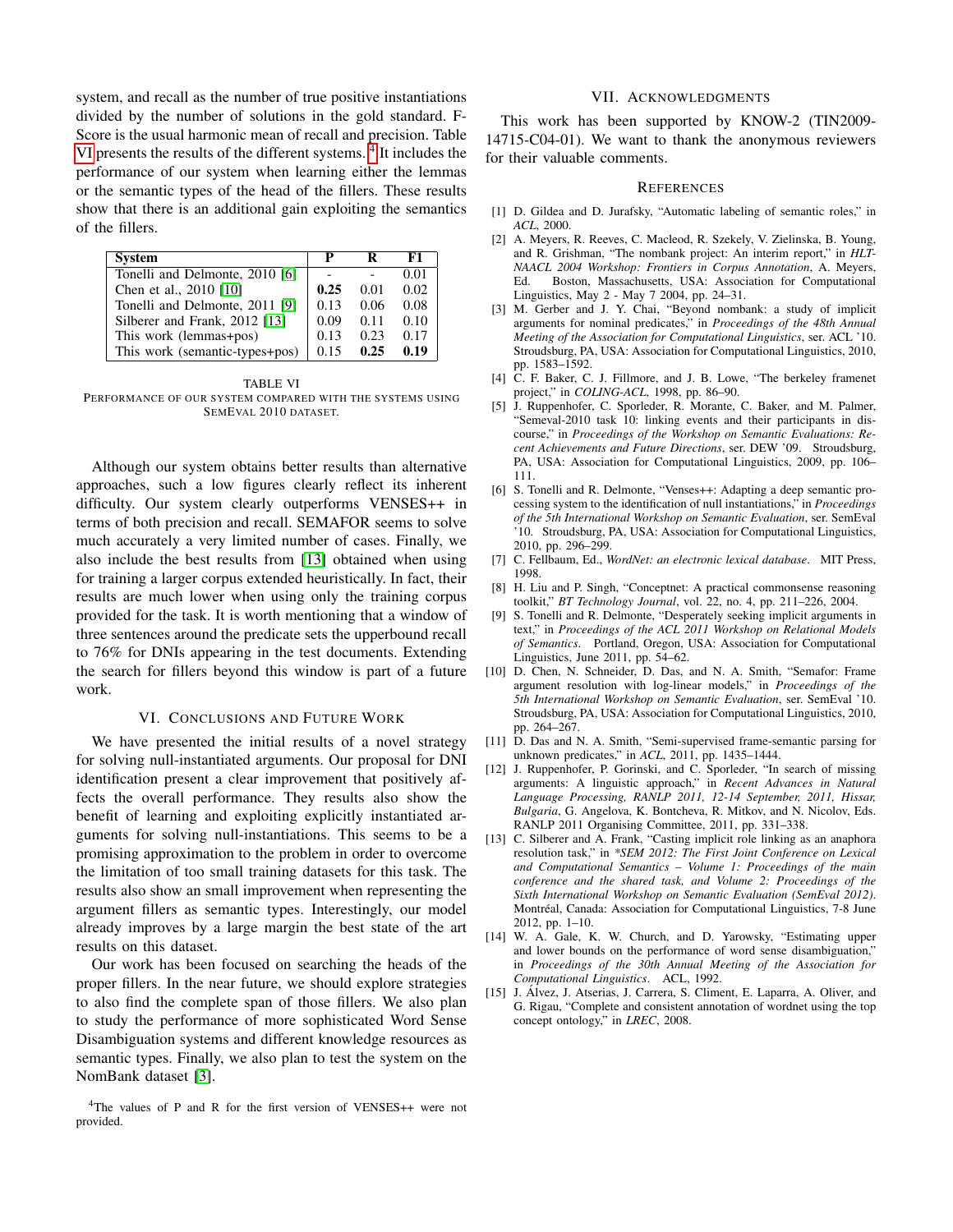system, and recall as the number of true positive instantiations divided by the number of solutions in the gold standard. F-Score is the usual harmonic mean of recall and precision. Table VI presents the results of the different systems. [4] It includes the performance of our system when learning either the lemmas or the semantic types of the head of the fillers. These results show that there is an additional gain exploiting the semantics of the fillers.

| System | P | R | F1 |
|---|---|---|---|
| Tonelli and Delmonte, 2010 [6] | - | - | 0.01 |
| Chen et al., 2010 [10] | **0.25** | 0.01 | 0.02 |
| Tonelli and Delmonte, 2011 [9] | 0.13 | 0.06 | 0.08 |
| Silberer and Frank, 2012 [13] | 0.09 | 0.11 | 0.10 |
| This work (lemmas+pos) | 0.13 | 0.23 | 0.17 |
| This work (semantic-types+pos) | 0.15 | **0.25** | **0.19** |

TABLE VI
PERFORMANCE OF OUR SYSTEM COMPARED WITH THE SYSTEMS USING SEMEVAL 2010 DATASET.

Although our system obtains better results than alternative approaches, such a low figures clearly reflect its inherent difficulty. Our system clearly outperforms VENSES++ in terms of both precision and recall. SEMAFOR seems to solve much accurately a very limited number of cases. Finally, we also include the best results from [13] obtained when using for training a larger corpus extended heuristically. In fact, their results are much lower when using only the training corpus provided for the task. It is worth mentioning that a window of three sentences around the predicate sets the upperbound recall to 76% for DNIs appearing in the test documents. Extending the search for fillers beyond this window is part of a future work.

## VI. CONCLUSIONS AND FUTURE WORK

We have presented the initial results of a novel strategy for solving null-instantiated arguments. Our proposal for DNI identification present a clear improvement that positively affects the overall performance. They results also show the benefit of learning and exploiting explicitly instantiated arguments for solving null-instantiations. This seems to be a promising approximation to the problem in order to overcome the limitation of too small training datasets for this task. The results also show an small improvement when representing the argument fillers as semantic types. Interestingly, our model already improves by a large margin the best state of the art results on this dataset.

Our work has been focused on searching the heads of the proper fillers. In the near future, we should explore strategies to also find the complete span of those fillers. We also plan to study the performance of more sophisticated Word Sense Disambiguation systems and different knowledge resources as semantic types. Finally, we also plan to test the system on the NomBank dataset [3].

[4]The values of P and R for the first version of VENSES++ were not provided.

## VII. ACKNOWLEDGMENTS

This work has been supported by KNOW-2 (TIN2009-14715-C04-01). We want to thank the anonymous reviewers for their valuable comments.

## REFERENCES

[1] D. Gildea and D. Jurafsky, "Automatic labeling of semantic roles," in *ACL*, 2000.

[2] A. Meyers, R. Reeves, C. Macleod, R. Szekely, V. Zielinska, B. Young, and R. Grishman, "The nombank project: An interim report," in *HLT-NAACL 2004 Workshop: Frontiers in Corpus Annotation*, A. Meyers, Ed. Boston, Massachusetts, USA: Association for Computational Linguistics, May 2 - May 7 2004, pp. 24–31.

[3] M. Gerber and J. Y. Chai, "Beyond nombank: a study of implicit arguments for nominal predicates," in *Proceedings of the 48th Annual Meeting of the Association for Computational Linguistics*, ser. ACL '10. Stroudsburg, PA, USA: Association for Computational Linguistics, 2010, pp. 1583–1592.

[4] C. F. Baker, C. J. Fillmore, and J. B. Lowe, "The berkeley framenet project," in *COLING-ACL*, 1998, pp. 86–90.

[5] J. Ruppenhofer, C. Sporleder, R. Morante, C. Baker, and M. Palmer, "Semeval-2010 task 10: linking events and their participants in discourse," in *Proceedings of the Workshop on Semantic Evaluations: Recent Achievements and Future Directions*, ser. DEW '09. Stroudsburg, PA, USA: Association for Computational Linguistics, 2009, pp. 106–111.

[6] S. Tonelli and R. Delmonte, "Venses++: Adapting a deep semantic processing system to the identification of null instantiations," in *Proceedings of the 5th International Workshop on Semantic Evaluation*, ser. SemEval '10. Stroudsburg, PA, USA: Association for Computational Linguistics, 2010, pp. 296–299.

[7] C. Fellbaum, Ed., *WordNet: an electronic lexical database*. MIT Press, 1998.

[8] H. Liu and P. Singh, "Conceptnet: A practical commonsense reasoning toolkit," *BT Technology Journal*, vol. 22, no. 4, pp. 211–226, 2004.

[9] S. Tonelli and R. Delmonte, "Desperately seeking implicit arguments in text," in *Proceedings of the ACL 2011 Workshop on Relational Models of Semantics*. Portland, Oregon, USA: Association for Computational Linguistics, June 2011, pp. 54–62.

[10] D. Chen, N. Schneider, D. Das, and N. A. Smith, "Semafor: Frame argument resolution with log-linear models," in *Proceedings of the 5th International Workshop on Semantic Evaluation*, ser. SemEval '10. Stroudsburg, PA, USA: Association for Computational Linguistics, 2010, pp. 264–267.

[11] D. Das and N. A. Smith, "Semi-supervised frame-semantic parsing for unknown predicates," in *ACL*, 2011, pp. 1435–1444.

[12] J. Ruppenhofer, P. Gorinski, and C. Sporleder, "In search of missing arguments: A linguistic approach," in *Recent Advances in Natural Language Processing, RANLP 2011, 12-14 September, 2011, Hissar, Bulgaria*, G. Angelova, K. Bontcheva, R. Mitkov, and N. Nicolov, Eds. RANLP 2011 Organising Committee, 2011, pp. 331–338.

[13] C. Silberer and A. Frank, "Casting implicit role linking as an anaphora resolution task," in *\*SEM 2012: The First Joint Conference on Lexical and Computational Semantics – Volume 1: Proceedings of the main conference and the shared task, and Volume 2: Proceedings of the Sixth International Workshop on Semantic Evaluation (SemEval 2012)*. Montréal, Canada: Association for Computational Linguistics, 7-8 June 2012, pp. 1–10.

[14] W. A. Gale, K. W. Church, and D. Yarowsky, "Estimating upper and lower bounds on the performance of word sense disambiguation," in *Proceedings of the 30th Annual Meeting of the Association for Computational Linguistics*. ACL, 1992.

[15] J. Álvez, J. Atserias, J. Carrera, S. Climent, E. Laparra, A. Oliver, and G. Rigau, "Complete and consistent annotation of wordnet using the top concept ontology," in *LREC*, 2008.